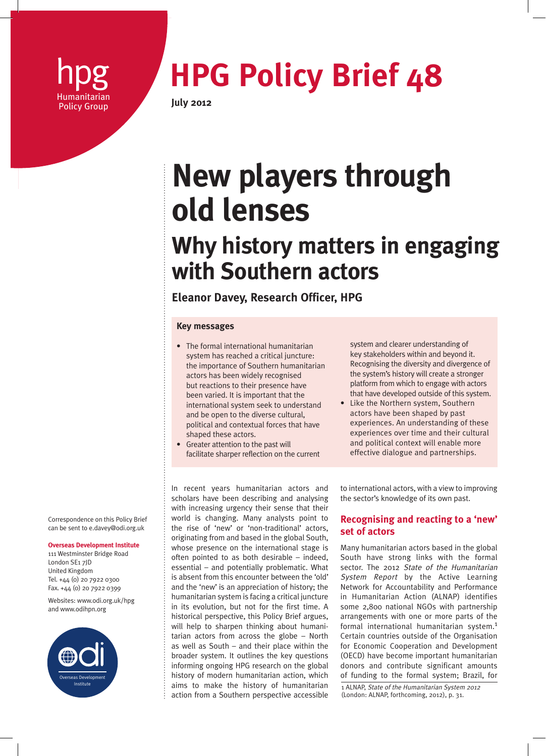hpg Humanitarian Policy Group

# HPG Policy Brief 48

July 2012

# New players through old lenses

## Why history matters in engaging with Southern actors

**Eleanor Davey, Research Officer, HPG**

### Key messages

- The formal international humanitarian system has reached a critical juncture: the importance of Southern humanitarian actors has been widely recognised but reactions to their presence have been varied. It is important that the international system seek to understand and be open to the diverse cultural, political and contextual forces that have shaped these actors.
- Greater attention to the past will facilitate sharper reflection on the current system and clearer understanding of key stakeholders within and beyond it. Recognising the diversity and divergence of the system's history will create a stronger platform from which to engage with actors that have developed outside of this system.
- Like the Northern system, Southern actors have been shaped by past experiences. An understanding of these experiences over time and their cultural and political context will enable more effective dialogue and partnerships.

In recent years humanitarian actors and scholars have been describing and analysing with increasing urgency their sense that their world is changing. Many analysts point to the rise of 'new' or 'non-traditional' actors, originating from and based in the global South, whose presence on the international stage is often pointed to as both desirable – indeed, essential – and potentially problematic. What is absent from this encounter between the 'old' and the 'new' is an appreciation of history; the humanitarian system is facing a critical juncture in its evolution, but not for the first time. A historical perspective, this Policy Brief argues, will help to sharpen thinking about humanitarian actors from across the globe – North as well as South – and their place within the broader system. It outlines the key questions informing ongoing HPG research on the global history of modern humanitarian action, which aims to make the history of humanitarian action from a Southern perspective accessible to international actors, with a view to improving the sector's knowledge of its own past.

## Recognising and reacting to a 'new' set of actors

Many humanitarian actors based in the global South have strong links with the formal humanitarian sector. The 2012 *State of the Humanitarian System Report* by the Active Learning Network for Accountability and Performance in Humanitarian Action (ALNAP) identifies some 2,800 national NGOs with partnership arrangements with one or more parts of the formal international humanitarian system.[1] Certain countries outside of the Organisation for Economic Cooperation and Development (OECD) have become important humanitarian donors and contribute significant amounts of funding to the formal system; Brazil, for

1 ALNAP, *State of the Humanitarian System 2012* (London: ALNAP, forthcoming, 2012), p. 31.

Correspondence on this Policy Brief can be sent to e.davey@odi.org.uk

**Overseas Development Institute**
111 Westminster Bridge Road
London SE1 7JD
United Kingdom
Tel. +44 (0) 20 7922 0300
Fax. +44 (0) 20 7922 0399

Websites: www.odi.org.uk/hpg and www.odihpn.org

odi Overseas Development Institute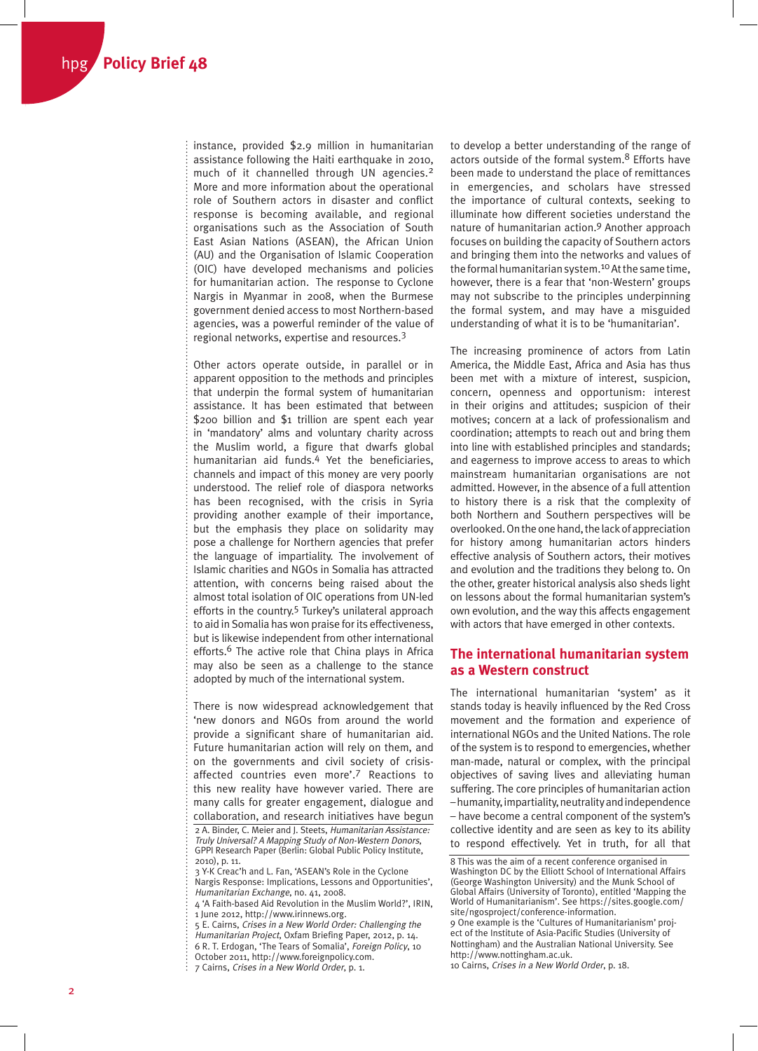instance, provided $2.9 million in humanitarian assistance following the Haiti earthquake in 2010, much of it channelled through UN agencies.[2] More and more information about the operational role of Southern actors in disaster and conflict response is becoming available, and regional organisations such as the Association of South East Asian Nations (ASEAN), the African Union (AU) and the Organisation of Islamic Cooperation (OIC) have developed mechanisms and policies for humanitarian action. The response to Cyclone Nargis in Myanmar in 2008, when the Burmese government denied access to most Northern-based agencies, was a powerful reminder of the value of regional networks, expertise and resources.[3]

Other actors operate outside, in parallel or in apparent opposition to the methods and principles that underpin the formal system of humanitarian assistance. It has been estimated that between $200 billion and $1 trillion are spent each year in 'mandatory' alms and voluntary charity across the Muslim world, a figure that dwarfs global humanitarian aid funds.[4] Yet the beneficiaries, channels and impact of this money are very poorly understood. The relief role of diaspora networks has been recognised, with the crisis in Syria providing another example of their importance, but the emphasis they place on solidarity may pose a challenge for Northern agencies that prefer the language of impartiality. The involvement of Islamic charities and NGOs in Somalia has attracted attention, with concerns being raised about the almost total isolation of OIC operations from UN-led efforts in the country.[5] Turkey's unilateral approach to aid in Somalia has won praise for its effectiveness, but is likewise independent from other international efforts.[6] The active role that China plays in Africa may also be seen as a challenge to the stance adopted by much of the international system.

There is now widespread acknowledgement that 'new donors and NGOs from around the world provide a significant share of humanitarian aid. Future humanitarian action will rely on them, and on the governments and civil society of crisis-affected countries even more'.[7] Reactions to this new reality have however varied. There are many calls for greater engagement, dialogue and collaboration, and research initiatives have begun to develop a better understanding of the range of actors outside of the formal system.[8] Efforts have been made to understand the place of remittances in emergencies, and scholars have stressed the importance of cultural contexts, seeking to illuminate how different societies understand the nature of humanitarian action.[9] Another approach focuses on building the capacity of Southern actors and bringing them into the networks and values of the formal humanitarian system.[10] At the same time, however, there is a fear that 'non-Western' groups may not subscribe to the principles underpinning the formal system, and may have a misguided understanding of what it is to be 'humanitarian'.

The increasing prominence of actors from Latin America, the Middle East, Africa and Asia has thus been met with a mixture of interest, suspicion, concern, openness and opportunism: interest in their origins and attitudes; suspicion of their motives; concern at a lack of professionalism and coordination; attempts to reach out and bring them into line with established principles and standards; and eagerness to improve access to areas to which mainstream humanitarian organisations are not admitted. However, in the absence of a full attention to history there is a risk that the complexity of both Northern and Southern perspectives will be overlooked. On the one hand, the lack of appreciation for history among humanitarian actors hinders effective analysis of Southern actors, their motives and evolution and the traditions they belong to. On the other, greater historical analysis also sheds light on lessons about the formal humanitarian system's own evolution, and the way this affects engagement with actors that have emerged in other contexts.

## The international humanitarian system as a Western construct

The international humanitarian 'system' as it stands today is heavily influenced by the Red Cross movement and the formation and experience of international NGOs and the United Nations. The role of the system is to respond to emergencies, whether man-made, natural or complex, with the principal objectives of saving lives and alleviating human suffering. The core principles of humanitarian action – humanity, impartiality, neutrality and independence – have become a central component of the system's collective identity and are seen as key to its ability to respond effectively. Yet in truth, for all that

2 A. Binder, C. Meier and J. Steets, *Humanitarian Assistance: Truly Universal? A Mapping Study of Non-Western Donors*, GPPI Research Paper (Berlin: Global Public Policy Institute, 2010), p. 11.

3 Y-K Creac'h and L. Fan, 'ASEAN's Role in the Cyclone Nargis Response: Implications, Lessons and Opportunities', *Humanitarian Exchange*, no. 41, 2008.

4 'A Faith-based Aid Revolution in the Muslim World?', IRIN, 1 June 2012, http://www.irinnews.org.

5 E. Cairns, *Crises in a New World Order: Challenging the Humanitarian Project*, Oxfam Briefing Paper, 2012, p. 14.

6 R. T. Erdogan, 'The Tears of Somalia', *Foreign Policy*, 10 October 2011, http://www.foreignpolicy.com.

7 Cairns, *Crises in a New World Order*, p. 1.

8 This was the aim of a recent conference organised in Washington DC by the Elliott School of International Affairs (George Washington University) and the Munk School of Global Affairs (University of Toronto), entitled 'Mapping the World of Humanitarianism'. See https://sites.google.com/site/ngosproject/conference-information.

9 One example is the 'Cultures of Humanitarianism' project of the Institute of Asia-Pacific Studies (University of Nottingham) and the Australian National University. See http://www.nottingham.ac.uk.

10 Cairns, *Crises in a New World Order*, p. 18.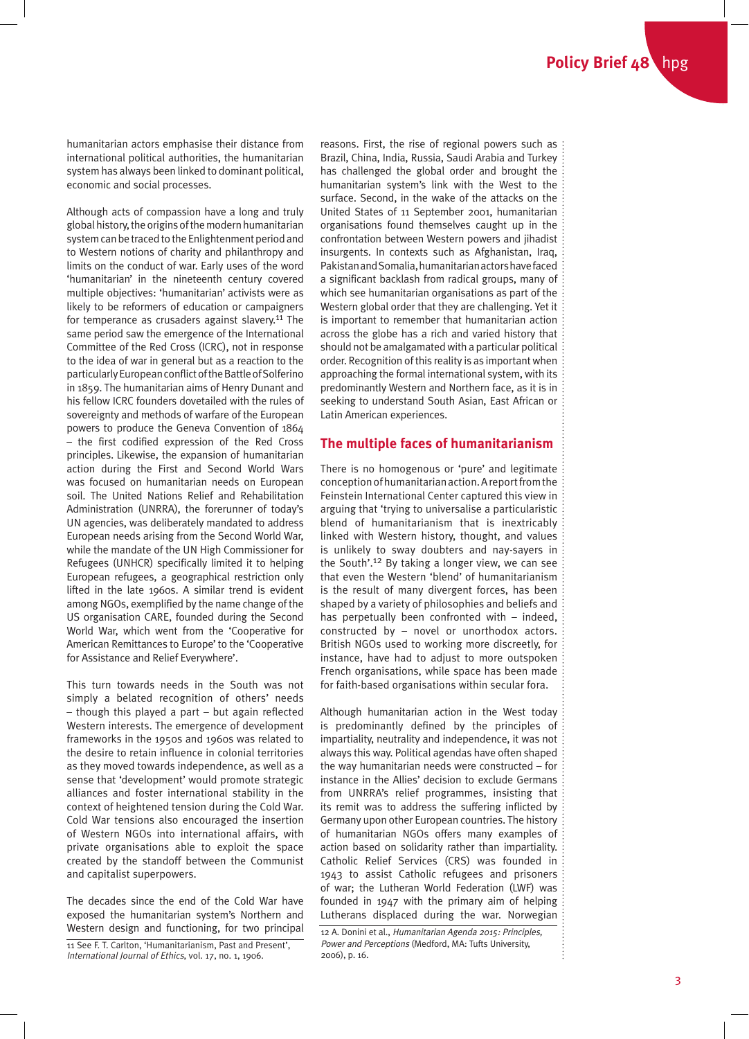humanitarian actors emphasise their distance from international political authorities, the humanitarian system has always been linked to dominant political, economic and social processes.

Although acts of compassion have a long and truly global history, the origins of the modern humanitarian system can be traced to the Enlightenment period and to Western notions of charity and philanthropy and limits on the conduct of war. Early uses of the word 'humanitarian' in the nineteenth century covered multiple objectives: 'humanitarian' activists were as likely to be reformers of education or campaigners for temperance as crusaders against slavery.[11] The same period saw the emergence of the International Committee of the Red Cross (ICRC), not in response to the idea of war in general but as a reaction to the particularly European conflict of the Battle of Solferino in 1859. The humanitarian aims of Henry Dunant and his fellow ICRC founders dovetailed with the rules of sovereignty and methods of warfare of the European powers to produce the Geneva Convention of 1864 – the first codified expression of the Red Cross principles. Likewise, the expansion of humanitarian action during the First and Second World Wars was focused on humanitarian needs on European soil. The United Nations Relief and Rehabilitation Administration (UNRRA), the forerunner of today's UN agencies, was deliberately mandated to address European needs arising from the Second World War, while the mandate of the UN High Commissioner for Refugees (UNHCR) specifically limited it to helping European refugees, a geographical restriction only lifted in the late 1960s. A similar trend is evident among NGOs, exemplified by the name change of the US organisation CARE, founded during the Second World War, which went from the 'Cooperative for American Remittances to Europe' to the 'Cooperative for Assistance and Relief Everywhere'.

This turn towards needs in the South was not simply a belated recognition of others' needs – though this played a part – but again reflected Western interests. The emergence of development frameworks in the 1950s and 1960s was related to the desire to retain influence in colonial territories as they moved towards independence, as well as a sense that 'development' would promote strategic alliances and foster international stability in the context of heightened tension during the Cold War. Cold War tensions also encouraged the insertion of Western NGOs into international affairs, with private organisations able to exploit the space created by the standoff between the Communist and capitalist superpowers.

The decades since the end of the Cold War have exposed the humanitarian system's Northern and Western design and functioning, for two principal reasons. First, the rise of regional powers such as Brazil, China, India, Russia, Saudi Arabia and Turkey has challenged the global order and brought the humanitarian system's link with the West to the surface. Second, in the wake of the attacks on the United States of 11 September 2001, humanitarian organisations found themselves caught up in the confrontation between Western powers and jihadist insurgents. In contexts such as Afghanistan, Iraq, Pakistan and Somalia, humanitarian actors have faced a significant backlash from radical groups, many of which see humanitarian organisations as part of the Western global order that they are challenging. Yet it is important to remember that humanitarian action across the globe has a rich and varied history that should not be amalgamated with a particular political order. Recognition of this reality is as important when approaching the formal international system, with its predominantly Western and Northern face, as it is in seeking to understand South Asian, East African or Latin American experiences.

## The multiple faces of humanitarianism

There is no homogenous or 'pure' and legitimate conception of humanitarian action. A report from the Feinstein International Center captured this view in arguing that 'trying to universalise a particularistic blend of humanitarianism that is inextricably linked with Western history, thought, and values is unlikely to sway doubters and nay-sayers in the South'.[12] By taking a longer view, we can see that even the Western 'blend' of humanitarianism is the result of many divergent forces, has been shaped by a variety of philosophies and beliefs and has perpetually been confronted with – indeed, constructed by – novel or unorthodox actors. British NGOs used to working more discreetly, for instance, have had to adjust to more outspoken French organisations, while space has been made for faith-based organisations within secular fora.

Although humanitarian action in the West today is predominantly defined by the principles of impartiality, neutrality and independence, it was not always this way. Political agendas have often shaped the way humanitarian needs were constructed – for instance in the Allies' decision to exclude Germans from UNRRA's relief programmes, insisting that its remit was to address the suffering inflicted by Germany upon other European countries. The history of humanitarian NGOs offers many examples of action based on solidarity rather than impartiality. Catholic Relief Services (CRS) was founded in 1943 to assist Catholic refugees and prisoners of war; the Lutheran World Federation (LWF) was founded in 1947 with the primary aim of helping Lutherans displaced during the war. Norwegian

11 See F. T. Carlton, 'Humanitarianism, Past and Present', *International Journal of Ethics*, vol. 17, no. 1, 1906.

12 A. Donini et al., *Humanitarian Agenda 2015: Principles, Power and Perceptions* (Medford, MA: Tufts University, 2006), p. 16.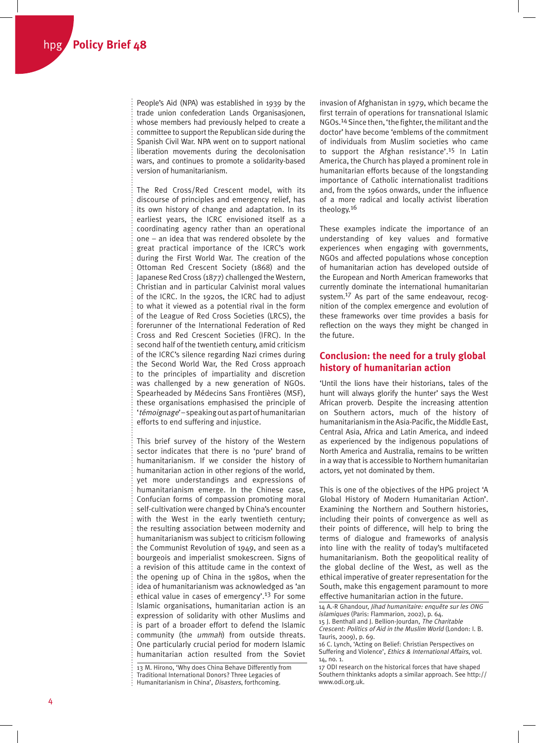People's Aid (NPA) was established in 1939 by the trade union confederation Lands Organisasjonen, whose members had previously helped to create a committee to support the Republican side during the Spanish Civil War. NPA went on to support national liberation movements during the decolonisation wars, and continues to promote a solidarity-based version of humanitarianism.

The Red Cross/Red Crescent model, with its discourse of principles and emergency relief, has its own history of change and adaptation. In its earliest years, the ICRC envisioned itself as a coordinating agency rather than an operational one – an idea that was rendered obsolete by the great practical importance of the ICRC's work during the First World War. The creation of the Ottoman Red Crescent Society (1868) and the Japanese Red Cross (1877) challenged the Western, Christian and in particular Calvinist moral values of the ICRC. In the 1920s, the ICRC had to adjust to what it viewed as a potential rival in the form of the League of Red Cross Societies (LRCS), the forerunner of the International Federation of Red Cross and Red Crescent Societies (IFRC). In the second half of the twentieth century, amid criticism of the ICRC's silence regarding Nazi crimes during the Second World War, the Red Cross approach to the principles of impartiality and discretion was challenged by a new generation of NGOs. Spearheaded by Médecins Sans Frontières (MSF), these organisations emphasised the principle of '*témoignage*' – speaking out as part of humanitarian efforts to end suffering and injustice.

This brief survey of the history of the Western sector indicates that there is no 'pure' brand of humanitarianism. If we consider the history of humanitarian action in other regions of the world, yet more understandings and expressions of humanitarianism emerge. In the Chinese case, Confucian forms of compassion promoting moral self-cultivation were changed by China's encounter with the West in the early twentieth century; the resulting association between modernity and humanitarianism was subject to criticism following the Communist Revolution of 1949, and seen as a bourgeois and imperialist smokescreen. Signs of a revision of this attitude came in the context of the opening up of China in the 1980s, when the idea of humanitarianism was acknowledged as 'an ethical value in cases of emergency'.[13] For some Islamic organisations, humanitarian action is an expression of solidarity with other Muslims and is part of a broader effort to defend the Islamic community (the *ummah*) from outside threats. One particularly crucial period for modern Islamic humanitarian action resulted from the Soviet invasion of Afghanistan in 1979, which became the first terrain of operations for transnational Islamic NGOs.[14] Since then, 'the fighter, the militant and the doctor' have become 'emblems of the commitment of individuals from Muslim societies who came to support the Afghan resistance'.[15] In Latin America, the Church has played a prominent role in humanitarian efforts because of the longstanding importance of Catholic internationalist traditions and, from the 1960s onwards, under the influence of a more radical and locally activist liberation theology.[16]

These examples indicate the importance of an understanding of key values and formative experiences when engaging with governments, NGOs and affected populations whose conception of humanitarian action has developed outside of the European and North American frameworks that currently dominate the international humanitarian system.[17] As part of the same endeavour, recognition of the complex emergence and evolution of these frameworks over time provides a basis for reflection on the ways they might be changed in the future.

## Conclusion: the need for a truly global history of humanitarian action

'Until the lions have their historians, tales of the hunt will always glorify the hunter' says the West African proverb. Despite the increasing attention on Southern actors, much of the history of humanitarianism in the Asia-Pacific, the Middle East, Central Asia, Africa and Latin America, and indeed as experienced by the indigenous populations of North America and Australia, remains to be written in a way that is accessible to Northern humanitarian actors, yet not dominated by them.

This is one of the objectives of the HPG project 'A Global History of Modern Humanitarian Action'. Examining the Northern and Southern histories, including their points of convergence as well as their points of difference, will help to bring the terms of dialogue and frameworks of analysis into line with the reality of today's multifaceted humanitarianism. Both the geopolitical reality of the global decline of the West, as well as the ethical imperative of greater representation for the South, make this engagement paramount to more effective humanitarian action in the future.

13 M. Hirono, 'Why does China Behave Differently from Traditional International Donors? Three Legacies of Humanitarianism in China', *Disasters*, forthcoming.

14 A.-R Ghandour, *Jihad humanitaire: enquête sur les ONG islamiques* (Paris: Flammarion, 2002), p. 64.

15 J. Benthall and J. Bellion-Jourdan, *The Charitable Crescent: Politics of Aid in the Muslim World* (London: I. B. Tauris, 2009), p. 69.

16 C. Lynch, 'Acting on Belief: Christian Perspectives on Suffering and Violence', *Ethics & International Affairs*, vol. 14, no. 1.

17 ODI research on the historical forces that have shaped Southern thinktanks adopts a similar approach. See http://www.odi.org.uk.